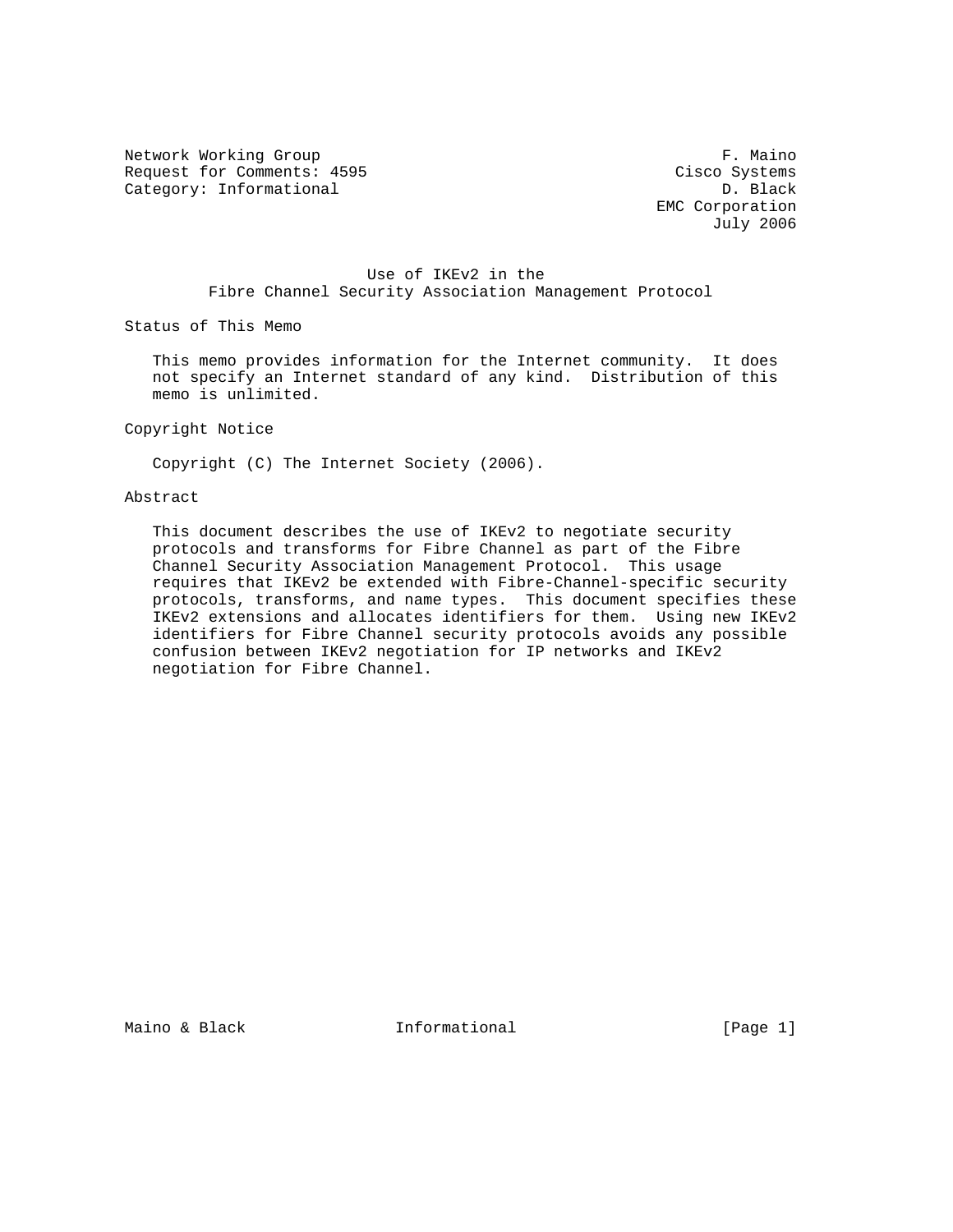Network Working Group F. Maino
Request for Comments: 4595 Cisco Systems
Category: Informational D. Black
EMC Corporation
July 2006

# Use of IKEv2 in the Fibre Channel Security Association Management Protocol

## Status of This Memo

This memo provides information for the Internet community. It does not specify an Internet standard of any kind. Distribution of this memo is unlimited.

## Copyright Notice

Copyright (C) The Internet Society (2006).

## Abstract

This document describes the use of IKEv2 to negotiate security protocols and transforms for Fibre Channel as part of the Fibre Channel Security Association Management Protocol. This usage requires that IKEv2 be extended with Fibre-Channel-specific security protocols, transforms, and name types. This document specifies these IKEv2 extensions and allocates identifiers for them. Using new IKEv2 identifiers for Fibre Channel security protocols avoids any possible confusion between IKEv2 negotiation for IP networks and IKEv2 negotiation for Fibre Channel.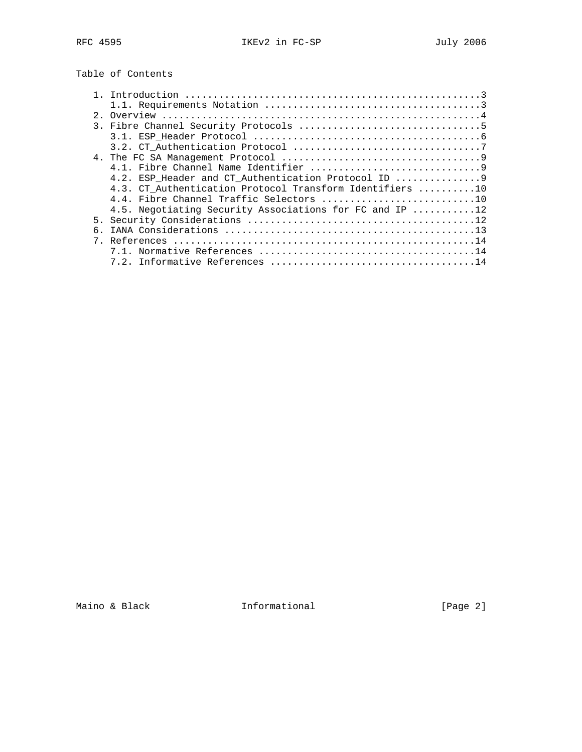Table of Contents

```
   1. Introduction ....................................................3
      1.1. Requirements Notation ......................................3
   2. Overview ........................................................4
   3. Fibre Channel Security Protocols ................................5
      3.1. ESP_Header Protocol ........................................6
      3.2. CT_Authentication Protocol .................................7
   4. The FC SA Management Protocol ...................................9
      4.1. Fibre Channel Name Identifier ..............................9
      4.2. ESP_Header and CT_Authentication Protocol ID ...............9
      4.3. CT_Authentication Protocol Transform Identifiers ..........10
      4.4. Fibre Channel Traffic Selectors ...........................10
      4.5. Negotiating Security Associations for FC and IP ...........12
   5. Security Considerations ........................................12
   6. IANA Considerations ............................................13
   7. References .....................................................14
      7.1. Normative References ......................................14
      7.2. Informative References ....................................14
```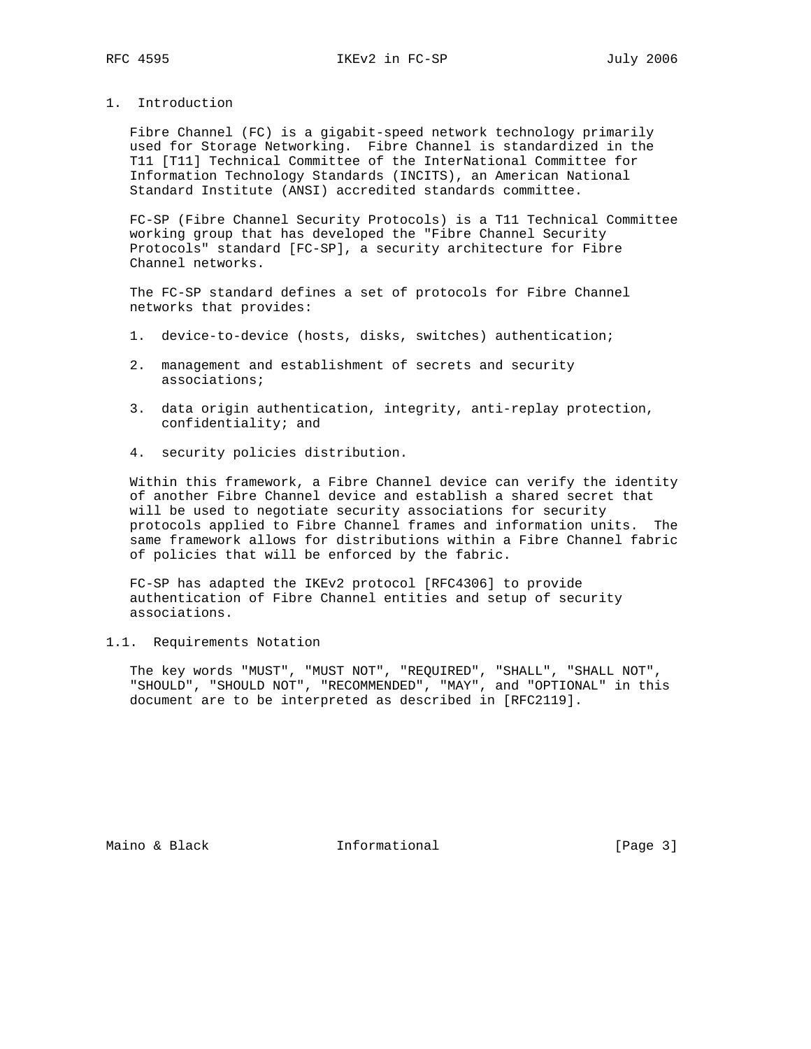## 1. Introduction

Fibre Channel (FC) is a gigabit-speed network technology primarily used for Storage Networking. Fibre Channel is standardized in the T11 [T11] Technical Committee of the InterNational Committee for Information Technology Standards (INCITS), an American National Standard Institute (ANSI) accredited standards committee.

FC-SP (Fibre Channel Security Protocols) is a T11 Technical Committee working group that has developed the "Fibre Channel Security Protocols" standard [FC-SP], a security architecture for Fibre Channel networks.

The FC-SP standard defines a set of protocols for Fibre Channel networks that provides:

1. device-to-device (hosts, disks, switches) authentication;

2. management and establishment of secrets and security associations;

3. data origin authentication, integrity, anti-replay protection, confidentiality; and

4. security policies distribution.

Within this framework, a Fibre Channel device can verify the identity of another Fibre Channel device and establish a shared secret that will be used to negotiate security associations for security protocols applied to Fibre Channel frames and information units. The same framework allows for distributions within a Fibre Channel fabric of policies that will be enforced by the fabric.

FC-SP has adapted the IKEv2 protocol [RFC4306] to provide authentication of Fibre Channel entities and setup of security associations.

### 1.1. Requirements Notation

The key words "MUST", "MUST NOT", "REQUIRED", "SHALL", "SHALL NOT", "SHOULD", "SHOULD NOT", "RECOMMENDED", "MAY", and "OPTIONAL" in this document are to be interpreted as described in [RFC2119].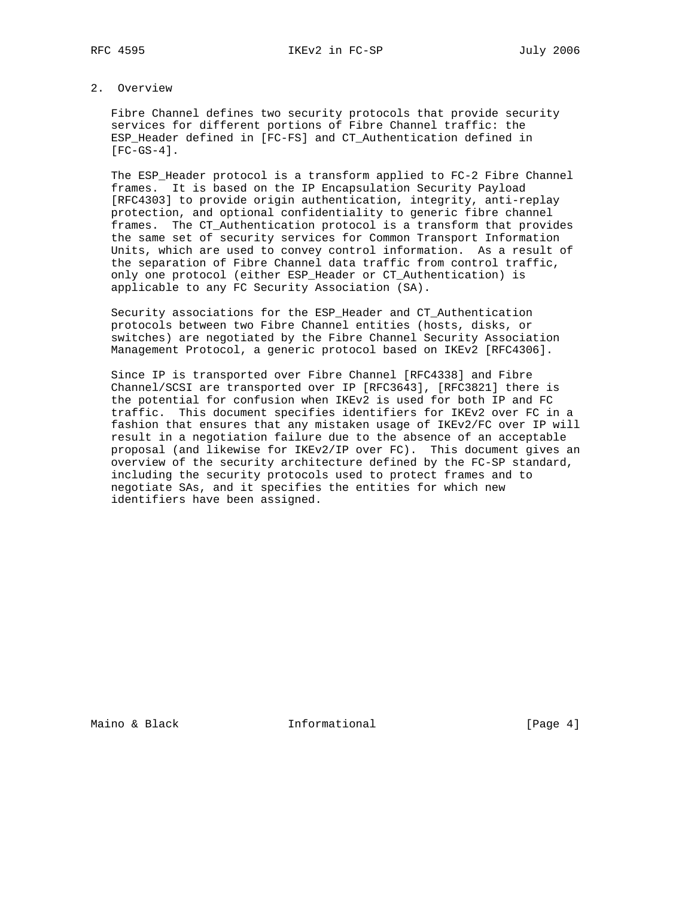## 2. Overview

Fibre Channel defines two security protocols that provide security services for different portions of Fibre Channel traffic: the ESP_Header defined in [FC-FS] and CT_Authentication defined in [FC-GS-4].

The ESP_Header protocol is a transform applied to FC-2 Fibre Channel frames. It is based on the IP Encapsulation Security Payload [RFC4303] to provide origin authentication, integrity, anti-replay protection, and optional confidentiality to generic fibre channel frames. The CT_Authentication protocol is a transform that provides the same set of security services for Common Transport Information Units, which are used to convey control information. As a result of the separation of Fibre Channel data traffic from control traffic, only one protocol (either ESP_Header or CT_Authentication) is applicable to any FC Security Association (SA).

Security associations for the ESP_Header and CT_Authentication protocols between two Fibre Channel entities (hosts, disks, or switches) are negotiated by the Fibre Channel Security Association Management Protocol, a generic protocol based on IKEv2 [RFC4306].

Since IP is transported over Fibre Channel [RFC4338] and Fibre Channel/SCSI are transported over IP [RFC3643], [RFC3821] there is the potential for confusion when IKEv2 is used for both IP and FC traffic. This document specifies identifiers for IKEv2 over FC in a fashion that ensures that any mistaken usage of IKEv2/FC over IP will result in a negotiation failure due to the absence of an acceptable proposal (and likewise for IKEv2/IP over FC). This document gives an overview of the security architecture defined by the FC-SP standard, including the security protocols used to protect frames and to negotiate SAs, and it specifies the entities for which new identifiers have been assigned.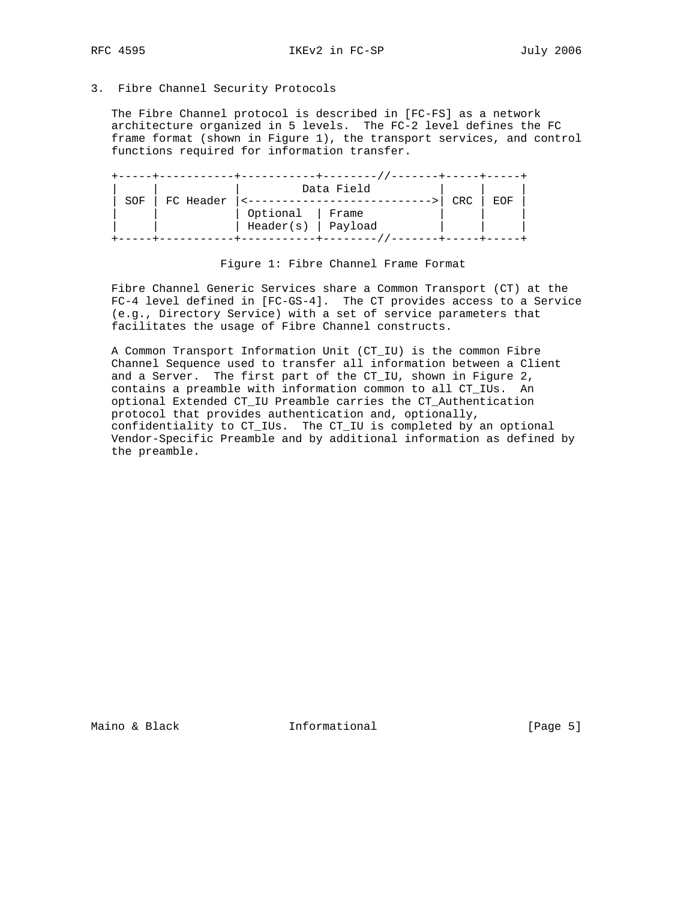## 3. Fibre Channel Security Protocols

The Fibre Channel protocol is described in [FC-FS] as a network architecture organized in 5 levels. The FC-2 level defines the FC frame format (shown in Figure 1), the transport services, and control functions required for information transfer.

```
+-----+-----------+-----------+--------//-------+-----+-----+
|     |           |          Data Field         |     |     |
| SOF | FC Header |<--------------------------->| CRC | EOF |
|     |           | Optional  | Frame           |     |     |
|     |           | Header(s) | Payload         |     |     |
+-----+-----------+-----------+--------//-------+-----+-----+
```

Figure 1: Fibre Channel Frame Format

Fibre Channel Generic Services share a Common Transport (CT) at the FC-4 level defined in [FC-GS-4]. The CT provides access to a Service (e.g., Directory Service) with a set of service parameters that facilitates the usage of Fibre Channel constructs.

A Common Transport Information Unit (CT_IU) is the common Fibre Channel Sequence used to transfer all information between a Client and a Server. The first part of the CT_IU, shown in Figure 2, contains a preamble with information common to all CT_IUs. An optional Extended CT_IU Preamble carries the CT_Authentication protocol that provides authentication and, optionally, confidentiality to CT_IUs. The CT_IU is completed by an optional Vendor-Specific Preamble and by additional information as defined by the preamble.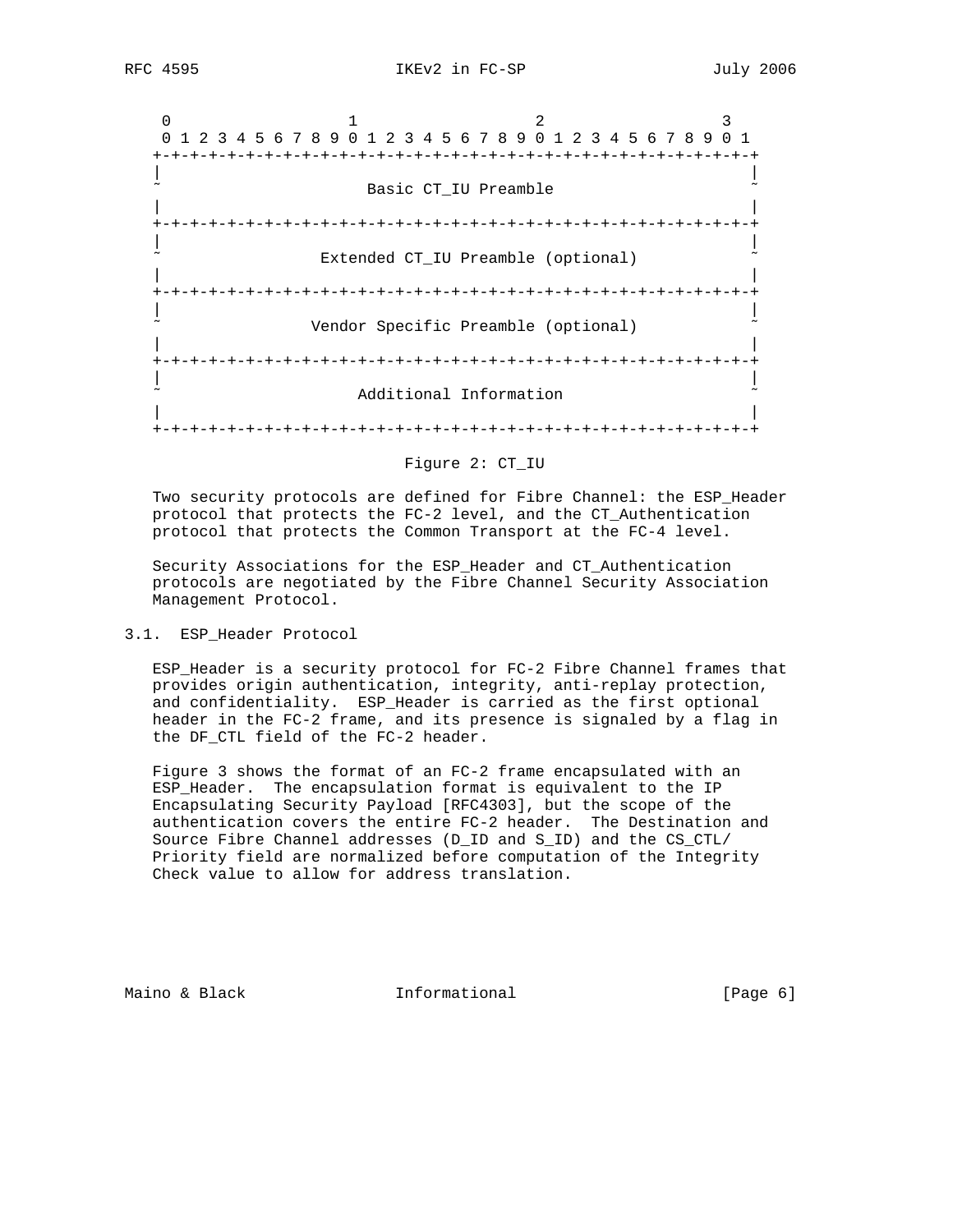```
 0                   1                   2                   3
 0 1 2 3 4 5 6 7 8 9 0 1 2 3 4 5 6 7 8 9 0 1 2 3 4 5 6 7 8 9 0 1
+-+-+-+-+-+-+-+-+-+-+-+-+-+-+-+-+-+-+-+-+-+-+-+-+-+-+-+-+-+-+-+-+
|                                                               |
~                      Basic CT_IU Preamble                     ~
|                                                               |
+-+-+-+-+-+-+-+-+-+-+-+-+-+-+-+-+-+-+-+-+-+-+-+-+-+-+-+-+-+-+-+-+
|                                                               |
~                Extended CT_IU Preamble (optional)             ~
|                                                               |
+-+-+-+-+-+-+-+-+-+-+-+-+-+-+-+-+-+-+-+-+-+-+-+-+-+-+-+-+-+-+-+-+
|                                                               |
~               Vendor Specific Preamble (optional)             ~
|                                                               |
+-+-+-+-+-+-+-+-+-+-+-+-+-+-+-+-+-+-+-+-+-+-+-+-+-+-+-+-+-+-+-+-+
|                                                               |
~                     Additional Information                    ~
|                                                               |
+-+-+-+-+-+-+-+-+-+-+-+-+-+-+-+-+-+-+-+-+-+-+-+-+-+-+-+-+-+-+-+-+
```

Figure 2: CT_IU

Two security protocols are defined for Fibre Channel: the ESP_Header protocol that protects the FC-2 level, and the CT_Authentication protocol that protects the Common Transport at the FC-4 level.

Security Associations for the ESP_Header and CT_Authentication protocols are negotiated by the Fibre Channel Security Association Management Protocol.

### 3.1. ESP_Header Protocol

ESP_Header is a security protocol for FC-2 Fibre Channel frames that provides origin authentication, integrity, anti-replay protection, and confidentiality. ESP_Header is carried as the first optional header in the FC-2 frame, and its presence is signaled by a flag in the DF_CTL field of the FC-2 header.

Figure 3 shows the format of an FC-2 frame encapsulated with an ESP_Header. The encapsulation format is equivalent to the IP Encapsulating Security Payload [RFC4303], but the scope of the authentication covers the entire FC-2 header. The Destination and Source Fibre Channel addresses (D_ID and S_ID) and the CS_CTL/Priority field are normalized before computation of the Integrity Check value to allow for address translation.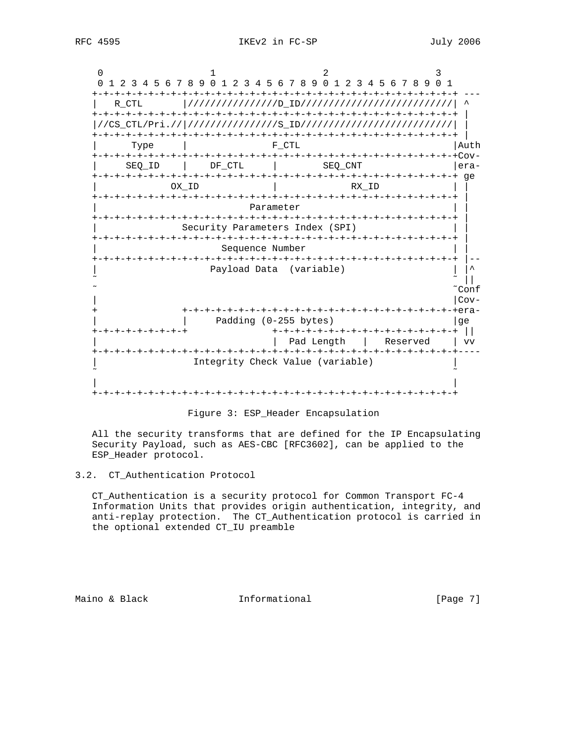```
    0                   1                   2                   3
    0 1 2 3 4 5 6 7 8 9 0 1 2 3 4 5 6 7 8 9 0 1 2 3 4 5 6 7 8 9 0 1
   +-+-+-+-+-+-+-+-+-+-+-+-+-+-+-+-+-+-+-+-+-+-+-+-+-+-+-+-+-+-+-+-+ ---
   |   R_CTL       |///////////////D_ID//////////////////////////| ^
   +-+-+-+-+-+-+-+-+-+-+-+-+-+-+-+-+-+-+-+-+-+-+-+-+-+-+-+-+-+-+-+-+ |
   |//CS_CTL/Pri.//|///////////////S_ID//////////////////////////| |
   +-+-+-+-+-+-+-+-+-+-+-+-+-+-+-+-+-+-+-+-+-+-+-+-+-+-+-+-+-+-+-+-+ |
   |      Type     |               F_CTL                          |Auth
   +-+-+-+-+-+-+-+-+-+-+-+-+-+-+-+-+-+-+-+-+-+-+-+-+-+-+-+-+-+-+-+-+Cov-
   |     SEQ_ID    |    DF_CTL     |         SEQ_CNT              |era-
   +-+-+-+-+-+-+-+-+-+-+-+-+-+-+-+-+-+-+-+-+-+-+-+-+-+-+-+-+-+-+-+-+ ge
   |            OX_ID              |              RX_ID           | |
   +-+-+-+-+-+-+-+-+-+-+-+-+-+-+-+-+-+-+-+-+-+-+-+-+-+-+-+-+-+-+-+-+ |
   |                          Parameter                           | |
   +-+-+-+-+-+-+-+-+-+-+-+-+-+-+-+-+-+-+-+-+-+-+-+-+-+-+-+-+-+-+-+-+ |
   |               Security Parameters Index (SPI)                | |
   +-+-+-+-+-+-+-+-+-+-+-+-+-+-+-+-+-+-+-+-+-+-+-+-+-+-+-+-+-+-+-+-+ |
   |                      Sequence Number                         | |
   +-+-+-+-+-+-+-+-+-+-+-+-+-+-+-+-+-+-+-+-+-+-+-+-+-+-+-+-+-+-+-+-+ |--
   |                    Payload Data  (variable)                  | |^
   ~                                                              ~ ||
   ~                                                              ~Conf
   |                                                              |Cov-
   +               +-+-+-+-+-+-+-+-+-+-+-+-+-+-+-+-+-+-+-+-+-+-+-+-+era-
   |               |     Padding (0-255 bytes)                    |ge
   +-+-+-+-+-+-+-+-+             +-+-+-+-+-+-+-+-+-+-+-+-+-+-+-+-+ ||
   |                             |  Pad Length   |   Reserved    | vv
   +-+-+-+-+-+-+-+-+-+-+-+-+-+-+-+-+-+-+-+-+-+-+-+-+-+-+-+-+-+-+-+-+----
   |                Integrity Check Value (variable)              |
   ~                                                              ~
   |                                                              |
   +-+-+-+-+-+-+-+-+-+-+-+-+-+-+-+-+-+-+-+-+-+-+-+-+-+-+-+-+-+-+-+-+
```

Figure 3: ESP_Header Encapsulation

All the security transforms that are defined for the IP Encapsulating Security Payload, such as AES-CBC [RFC3602], can be applied to the ESP_Header protocol.

### 3.2. CT_Authentication Protocol

CT_Authentication is a security protocol for Common Transport FC-4 Information Units that provides origin authentication, integrity, and anti-replay protection. The CT_Authentication protocol is carried in the optional extended CT_IU preamble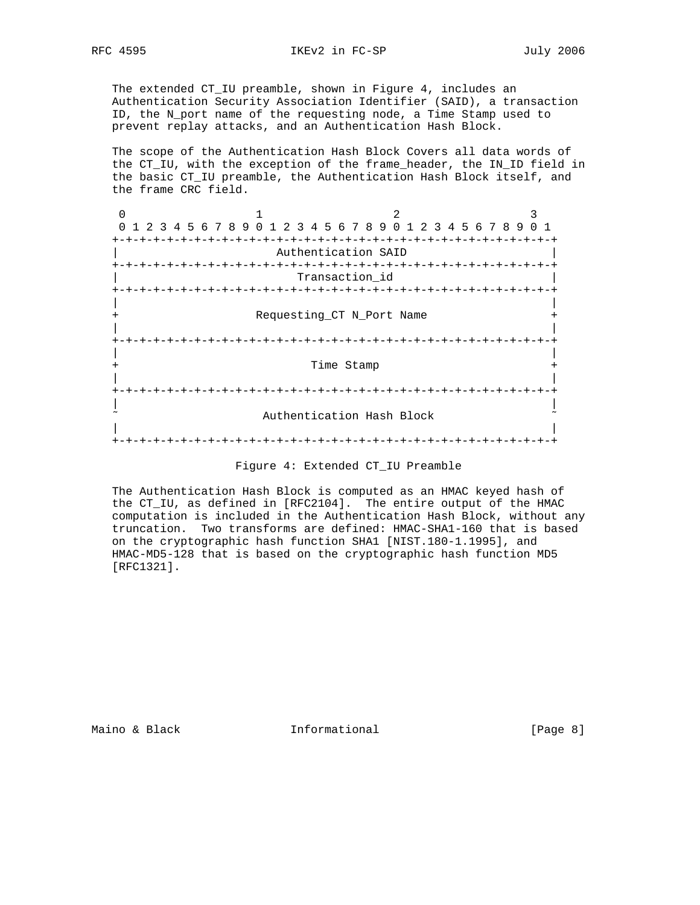The extended CT_IU preamble, shown in Figure 4, includes an Authentication Security Association Identifier (SAID), a transaction ID, the N_port name of the requesting node, a Time Stamp used to prevent replay attacks, and an Authentication Hash Block.

The scope of the Authentication Hash Block Covers all data words of the CT_IU, with the exception of the frame_header, the IN_ID field in the basic CT_IU preamble, the Authentication Hash Block itself, and the frame CRC field.

```
 0                   1                   2                   3
 0 1 2 3 4 5 6 7 8 9 0 1 2 3 4 5 6 7 8 9 0 1 2 3 4 5 6 7 8 9 0 1
+-+-+-+-+-+-+-+-+-+-+-+-+-+-+-+-+-+-+-+-+-+-+-+-+-+-+-+-+-+-+-+-+
|                      Authentication SAID                      |
+-+-+-+-+-+-+-+-+-+-+-+-+-+-+-+-+-+-+-+-+-+-+-+-+-+-+-+-+-+-+-+-+
|                         Transaction_id                        |
+-+-+-+-+-+-+-+-+-+-+-+-+-+-+-+-+-+-+-+-+-+-+-+-+-+-+-+-+-+-+-+-+
|                                                               |
+                   Requesting_CT N_Port Name                   +
|                                                               |
+-+-+-+-+-+-+-+-+-+-+-+-+-+-+-+-+-+-+-+-+-+-+-+-+-+-+-+-+-+-+-+-+
|                                                               |
+                           Time Stamp                          +
|                                                               |
+-+-+-+-+-+-+-+-+-+-+-+-+-+-+-+-+-+-+-+-+-+-+-+-+-+-+-+-+-+-+-+-+
|                                                               |
~                   Authentication Hash Block                   ~
|                                                               |
+-+-+-+-+-+-+-+-+-+-+-+-+-+-+-+-+-+-+-+-+-+-+-+-+-+-+-+-+-+-+-+-+
```

Figure 4: Extended CT_IU Preamble

The Authentication Hash Block is computed as an HMAC keyed hash of the CT_IU, as defined in [RFC2104]. The entire output of the HMAC computation is included in the Authentication Hash Block, without any truncation. Two transforms are defined: HMAC-SHA1-160 that is based on the cryptographic hash function SHA1 [NIST.180-1.1995], and HMAC-MD5-128 that is based on the cryptographic hash function MD5 [RFC1321].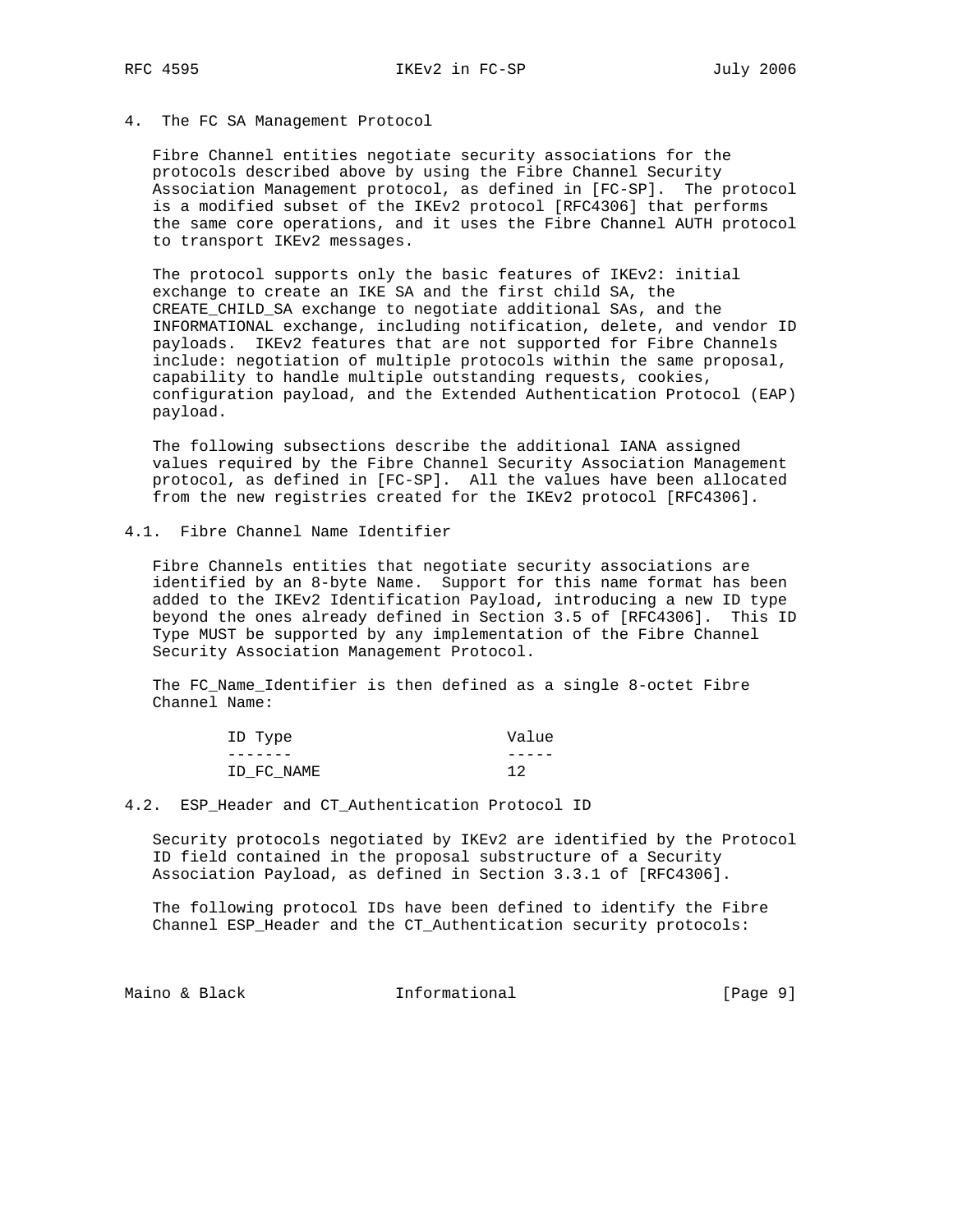## 4. The FC SA Management Protocol

Fibre Channel entities negotiate security associations for the protocols described above by using the Fibre Channel Security Association Management protocol, as defined in [FC-SP]. The protocol is a modified subset of the IKEv2 protocol [RFC4306] that performs the same core operations, and it uses the Fibre Channel AUTH protocol to transport IKEv2 messages.

The protocol supports only the basic features of IKEv2: initial exchange to create an IKE SA and the first child SA, the CREATE_CHILD_SA exchange to negotiate additional SAs, and the INFORMATIONAL exchange, including notification, delete, and vendor ID payloads. IKEv2 features that are not supported for Fibre Channels include: negotiation of multiple protocols within the same proposal, capability to handle multiple outstanding requests, cookies, configuration payload, and the Extended Authentication Protocol (EAP) payload.

The following subsections describe the additional IANA assigned values required by the Fibre Channel Security Association Management protocol, as defined in [FC-SP]. All the values have been allocated from the new registries created for the IKEv2 protocol [RFC4306].

### 4.1. Fibre Channel Name Identifier

Fibre Channels entities that negotiate security associations are identified by an 8-byte Name. Support for this name format has been added to the IKEv2 Identification Payload, introducing a new ID type beyond the ones already defined in Section 3.5 of [RFC4306]. This ID Type MUST be supported by any implementation of the Fibre Channel Security Association Management Protocol.

The FC_Name_Identifier is then defined as a single 8-octet Fibre Channel Name:

| ID Type | Value |
|---|---|
| ID_FC_NAME | 12 |

### 4.2. ESP_Header and CT_Authentication Protocol ID

Security protocols negotiated by IKEv2 are identified by the Protocol ID field contained in the proposal substructure of a Security Association Payload, as defined in Section 3.3.1 of [RFC4306].

The following protocol IDs have been defined to identify the Fibre Channel ESP_Header and the CT_Authentication security protocols: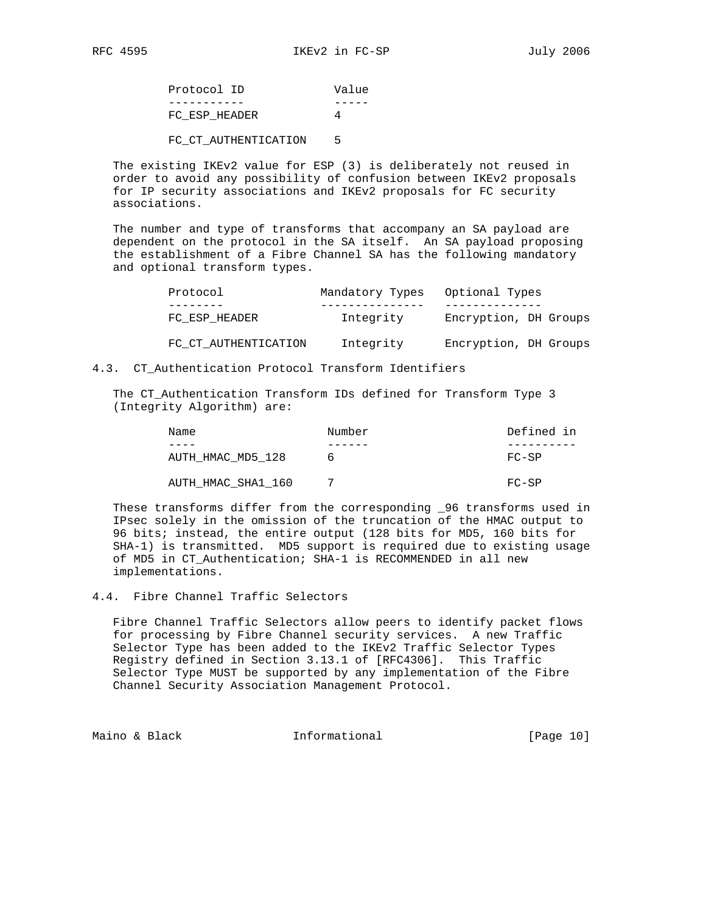| Protocol ID | Value |
|---|---|
| FC_ESP_HEADER | 4 |
| FC_CT_AUTHENTICATION | 5 |

The existing IKEv2 value for ESP (3) is deliberately not reused in order to avoid any possibility of confusion between IKEv2 proposals for IP security associations and IKEv2 proposals for FC security associations.

The number and type of transforms that accompany an SA payload are dependent on the protocol in the SA itself. An SA payload proposing the establishment of a Fibre Channel SA has the following mandatory and optional transform types.

| Protocol | Mandatory Types | Optional Types |
|---|---|---|
| FC_ESP_HEADER | Integrity | Encryption, DH Groups |
| FC_CT_AUTHENTICATION | Integrity | Encryption, DH Groups |

### 4.3. CT_Authentication Protocol Transform Identifiers

The CT_Authentication Transform IDs defined for Transform Type 3 (Integrity Algorithm) are:

| Name | Number | Defined in |
|---|---|---|
| AUTH_HMAC_MD5_128 | 6 | FC-SP |
| AUTH_HMAC_SHA1_160 | 7 | FC-SP |

These transforms differ from the corresponding _96 transforms used in IPsec solely in the omission of the truncation of the HMAC output to 96 bits; instead, the entire output (128 bits for MD5, 160 bits for SHA-1) is transmitted. MD5 support is required due to existing usage of MD5 in CT_Authentication; SHA-1 is RECOMMENDED in all new implementations.

### 4.4. Fibre Channel Traffic Selectors

Fibre Channel Traffic Selectors allow peers to identify packet flows for processing by Fibre Channel security services. A new Traffic Selector Type has been added to the IKEv2 Traffic Selector Types Registry defined in Section 3.13.1 of [RFC4306]. This Traffic Selector Type MUST be supported by any implementation of the Fibre Channel Security Association Management Protocol.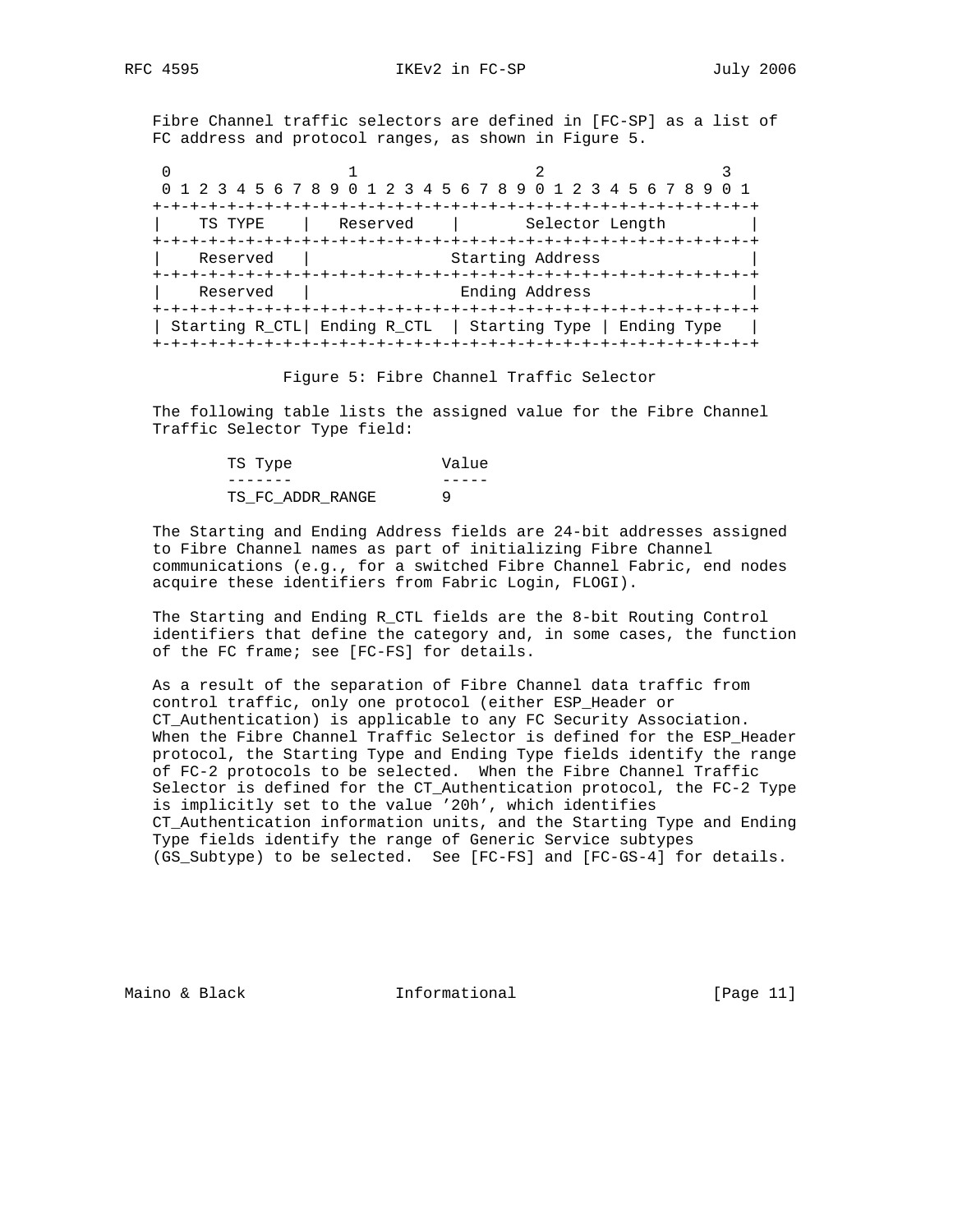Fibre Channel traffic selectors are defined in [FC-SP] as a list of FC address and protocol ranges, as shown in Figure 5.

```
 0                   1                   2                   3
 0 1 2 3 4 5 6 7 8 9 0 1 2 3 4 5 6 7 8 9 0 1 2 3 4 5 6 7 8 9 0 1
+-+-+-+-+-+-+-+-+-+-+-+-+-+-+-+-+-+-+-+-+-+-+-+-+-+-+-+-+-+-+-+-+
|    TS TYPE    |   Reserved    |       Selector Length         |
+-+-+-+-+-+-+-+-+-+-+-+-+-+-+-+-+-+-+-+-+-+-+-+-+-+-+-+-+-+-+-+-+
|    Reserved   |              Starting Address                 |
+-+-+-+-+-+-+-+-+-+-+-+-+-+-+-+-+-+-+-+-+-+-+-+-+-+-+-+-+-+-+-+-+
|    Reserved   |               Ending Address                  |
+-+-+-+-+-+-+-+-+-+-+-+-+-+-+-+-+-+-+-+-+-+-+-+-+-+-+-+-+-+-+-+-+
| Starting R_CTL| Ending R_CTL  | Starting Type | Ending Type   |
+-+-+-+-+-+-+-+-+-+-+-+-+-+-+-+-+-+-+-+-+-+-+-+-+-+-+-+-+-+-+-+-+
```

Figure 5: Fibre Channel Traffic Selector

The following table lists the assigned value for the Fibre Channel Traffic Selector Type field:

| TS Type | Value |
|---|---|
| TS_FC_ADDR_RANGE | 9 |

The Starting and Ending Address fields are 24-bit addresses assigned to Fibre Channel names as part of initializing Fibre Channel communications (e.g., for a switched Fibre Channel Fabric, end nodes acquire these identifiers from Fabric Login, FLOGI).

The Starting and Ending R_CTL fields are the 8-bit Routing Control identifiers that define the category and, in some cases, the function of the FC frame; see [FC-FS] for details.

As a result of the separation of Fibre Channel data traffic from control traffic, only one protocol (either ESP_Header or CT_Authentication) is applicable to any FC Security Association. When the Fibre Channel Traffic Selector is defined for the ESP_Header protocol, the Starting Type and Ending Type fields identify the range of FC-2 protocols to be selected. When the Fibre Channel Traffic Selector is defined for the CT_Authentication protocol, the FC-2 Type is implicitly set to the value '20h', which identifies CT_Authentication information units, and the Starting Type and Ending Type fields identify the range of Generic Service subtypes (GS_Subtype) to be selected. See [FC-FS] and [FC-GS-4] for details.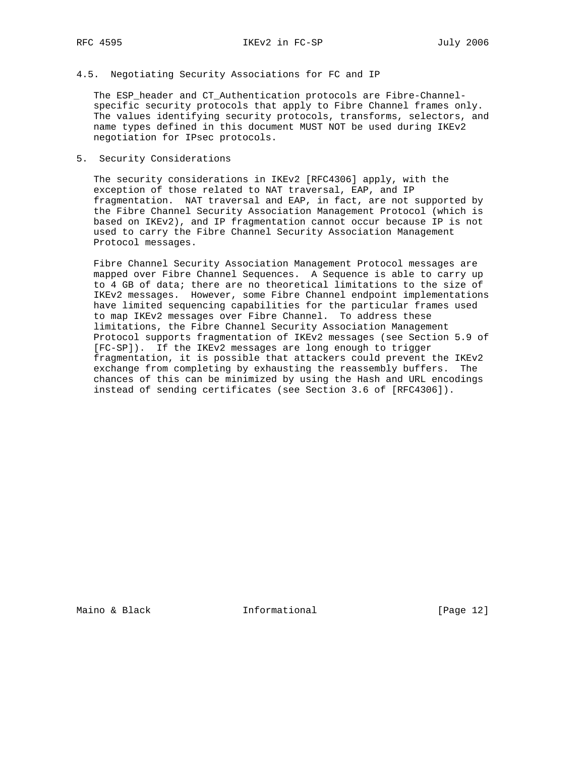### 4.5. Negotiating Security Associations for FC and IP

The ESP_header and CT_Authentication protocols are Fibre-Channel-specific security protocols that apply to Fibre Channel frames only. The values identifying security protocols, transforms, selectors, and name types defined in this document MUST NOT be used during IKEv2 negotiation for IPsec protocols.

## 5. Security Considerations

The security considerations in IKEv2 [RFC4306] apply, with the exception of those related to NAT traversal, EAP, and IP fragmentation. NAT traversal and EAP, in fact, are not supported by the Fibre Channel Security Association Management Protocol (which is based on IKEv2), and IP fragmentation cannot occur because IP is not used to carry the Fibre Channel Security Association Management Protocol messages.

Fibre Channel Security Association Management Protocol messages are mapped over Fibre Channel Sequences. A Sequence is able to carry up to 4 GB of data; there are no theoretical limitations to the size of IKEv2 messages. However, some Fibre Channel endpoint implementations have limited sequencing capabilities for the particular frames used to map IKEv2 messages over Fibre Channel. To address these limitations, the Fibre Channel Security Association Management Protocol supports fragmentation of IKEv2 messages (see Section 5.9 of [FC-SP]). If the IKEv2 messages are long enough to trigger fragmentation, it is possible that attackers could prevent the IKEv2 exchange from completing by exhausting the reassembly buffers. The chances of this can be minimized by using the Hash and URL encodings instead of sending certificates (see Section 3.6 of [RFC4306]).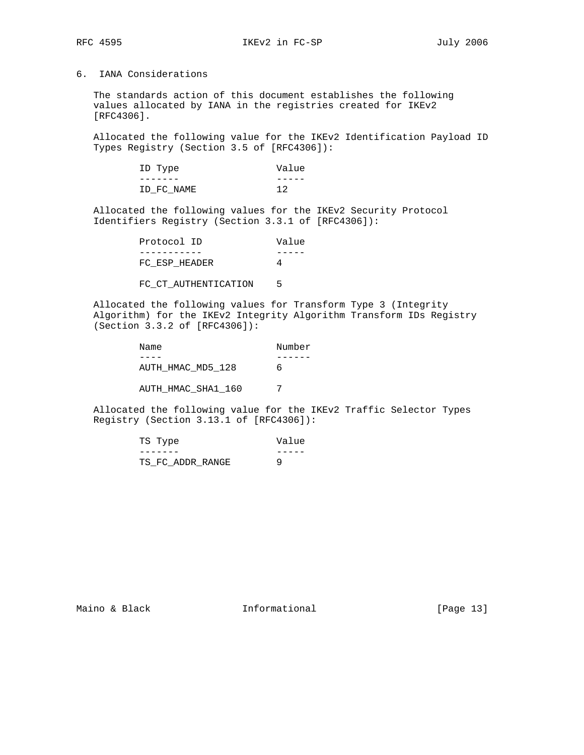## 6. IANA Considerations

The standards action of this document establishes the following values allocated by IANA in the registries created for IKEv2 [RFC4306].

Allocated the following value for the IKEv2 Identification Payload ID Types Registry (Section 3.5 of [RFC4306]):

| ID Type | Value |
| --- | --- |
| ID_FC_NAME | 12 |

Allocated the following values for the IKEv2 Security Protocol Identifiers Registry (Section 3.3.1 of [RFC4306]):

| Protocol ID | Value |
| --- | --- |
| FC_ESP_HEADER | 4 |
| FC_CT_AUTHENTICATION | 5 |

Allocated the following values for Transform Type 3 (Integrity Algorithm) for the IKEv2 Integrity Algorithm Transform IDs Registry (Section 3.3.2 of [RFC4306]):

| Name | Number |
| --- | --- |
| AUTH_HMAC_MD5_128 | 6 |
| AUTH_HMAC_SHA1_160 | 7 |

Allocated the following value for the IKEv2 Traffic Selector Types Registry (Section 3.13.1 of [RFC4306]):

| TS Type | Value |
| --- | --- |
| TS_FC_ADDR_RANGE | 9 |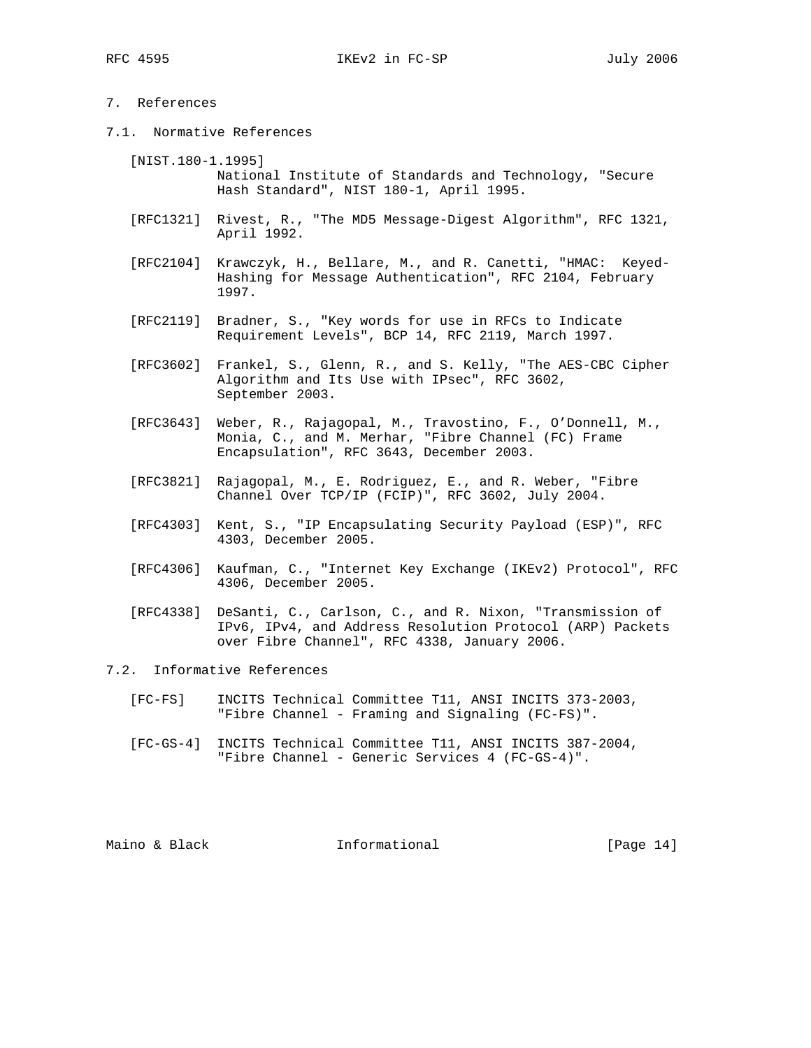## 7. References

### 7.1. Normative References

[NIST.180-1.1995]
National Institute of Standards and Technology, "Secure Hash Standard", NIST 180-1, April 1995.

[RFC1321] Rivest, R., "The MD5 Message-Digest Algorithm", RFC 1321, April 1992.

[RFC2104] Krawczyk, H., Bellare, M., and R. Canetti, "HMAC: Keyed-Hashing for Message Authentication", RFC 2104, February 1997.

[RFC2119] Bradner, S., "Key words for use in RFCs to Indicate Requirement Levels", BCP 14, RFC 2119, March 1997.

[RFC3602] Frankel, S., Glenn, R., and S. Kelly, "The AES-CBC Cipher Algorithm and Its Use with IPsec", RFC 3602, September 2003.

[RFC3643] Weber, R., Rajagopal, M., Travostino, F., O'Donnell, M., Monia, C., and M. Merhar, "Fibre Channel (FC) Frame Encapsulation", RFC 3643, December 2003.

[RFC3821] Rajagopal, M., E. Rodriguez, E., and R. Weber, "Fibre Channel Over TCP/IP (FCIP)", RFC 3602, July 2004.

[RFC4303] Kent, S., "IP Encapsulating Security Payload (ESP)", RFC 4303, December 2005.

[RFC4306] Kaufman, C., "Internet Key Exchange (IKEv2) Protocol", RFC 4306, December 2005.

[RFC4338] DeSanti, C., Carlson, C., and R. Nixon, "Transmission of IPv6, IPv4, and Address Resolution Protocol (ARP) Packets over Fibre Channel", RFC 4338, January 2006.

### 7.2. Informative References

[FC-FS] INCITS Technical Committee T11, ANSI INCITS 373-2003, "Fibre Channel - Framing and Signaling (FC-FS)".

[FC-GS-4] INCITS Technical Committee T11, ANSI INCITS 387-2004, "Fibre Channel - Generic Services 4 (FC-GS-4)".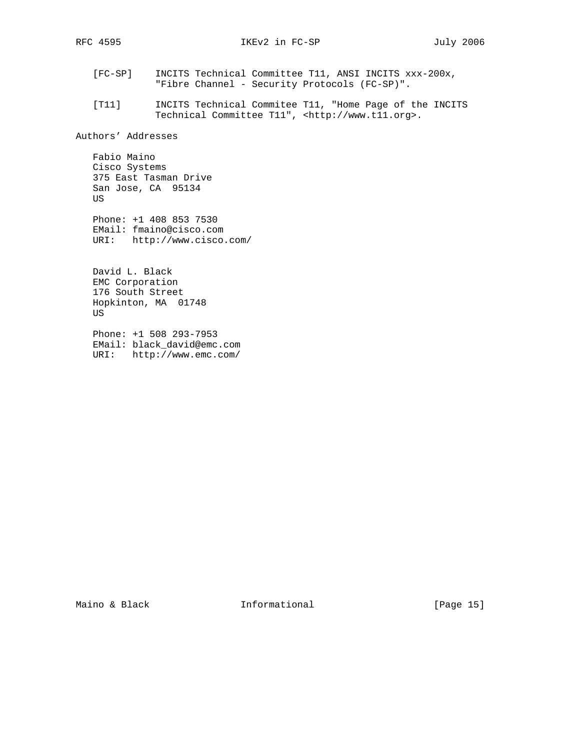[FC-SP] INCITS Technical Committee T11, ANSI INCITS xxx-200x, "Fibre Channel - Security Protocols (FC-SP)".

[T11] INCITS Technical Commitee T11, "Home Page of the INCITS Technical Committee T11", <http://www.t11.org>.

## Authors' Addresses

Fabio Maino
Cisco Systems
375 East Tasman Drive
San Jose, CA 95134
US

Phone: +1 408 853 7530
EMail: fmaino@cisco.com
URI: http://www.cisco.com/

David L. Black
EMC Corporation
176 South Street
Hopkinton, MA 01748
US

Phone: +1 508 293-7953
EMail: black_david@emc.com
URI: http://www.emc.com/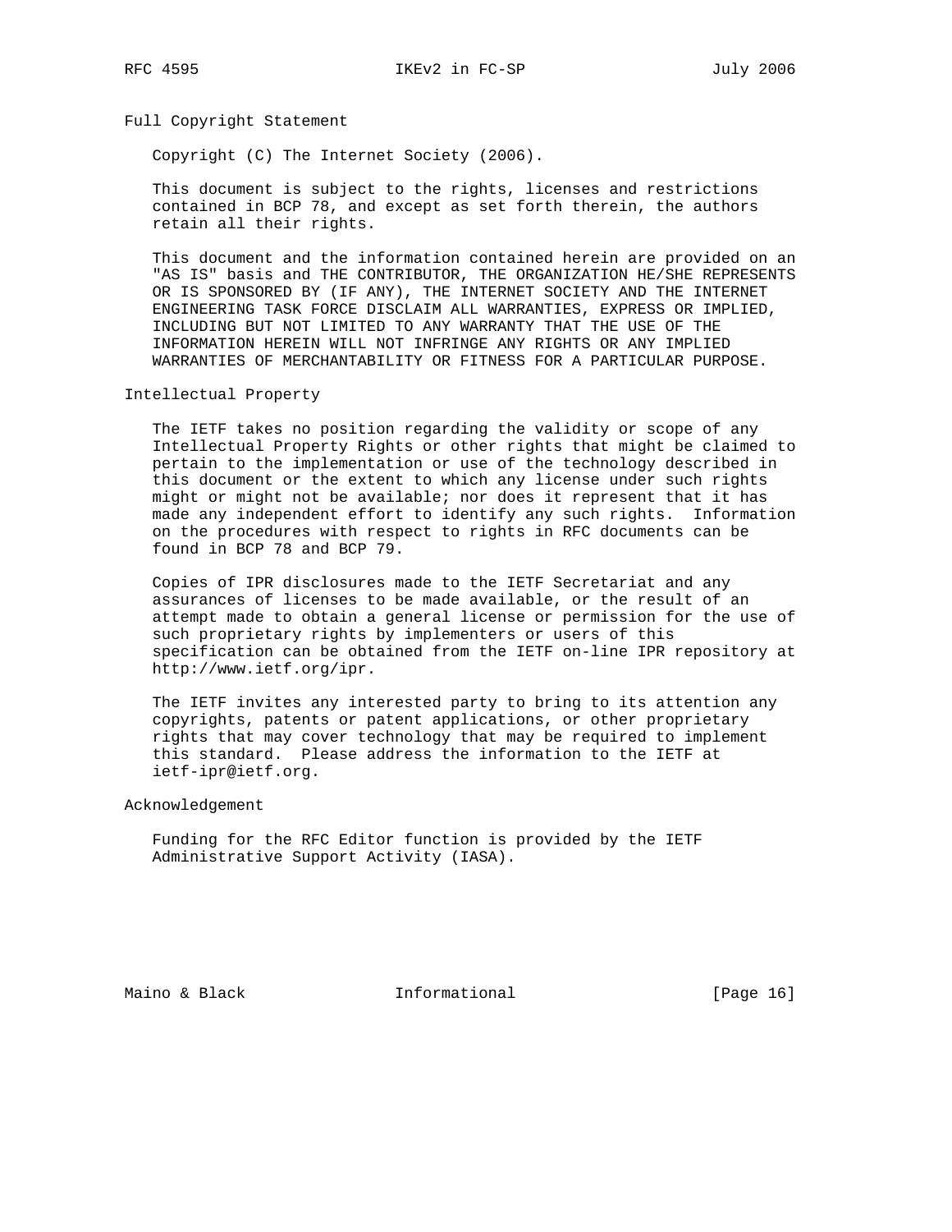## Full Copyright Statement

Copyright (C) The Internet Society (2006).

This document is subject to the rights, licenses and restrictions contained in BCP 78, and except as set forth therein, the authors retain all their rights.

This document and the information contained herein are provided on an "AS IS" basis and THE CONTRIBUTOR, THE ORGANIZATION HE/SHE REPRESENTS OR IS SPONSORED BY (IF ANY), THE INTERNET SOCIETY AND THE INTERNET ENGINEERING TASK FORCE DISCLAIM ALL WARRANTIES, EXPRESS OR IMPLIED, INCLUDING BUT NOT LIMITED TO ANY WARRANTY THAT THE USE OF THE INFORMATION HEREIN WILL NOT INFRINGE ANY RIGHTS OR ANY IMPLIED WARRANTIES OF MERCHANTABILITY OR FITNESS FOR A PARTICULAR PURPOSE.

## Intellectual Property

The IETF takes no position regarding the validity or scope of any Intellectual Property Rights or other rights that might be claimed to pertain to the implementation or use of the technology described in this document or the extent to which any license under such rights might or might not be available; nor does it represent that it has made any independent effort to identify any such rights. Information on the procedures with respect to rights in RFC documents can be found in BCP 78 and BCP 79.

Copies of IPR disclosures made to the IETF Secretariat and any assurances of licenses to be made available, or the result of an attempt made to obtain a general license or permission for the use of such proprietary rights by implementers or users of this specification can be obtained from the IETF on-line IPR repository at http://www.ietf.org/ipr.

The IETF invites any interested party to bring to its attention any copyrights, patents or patent applications, or other proprietary rights that may cover technology that may be required to implement this standard. Please address the information to the IETF at ietf-ipr@ietf.org.

## Acknowledgement

Funding for the RFC Editor function is provided by the IETF Administrative Support Activity (IASA).